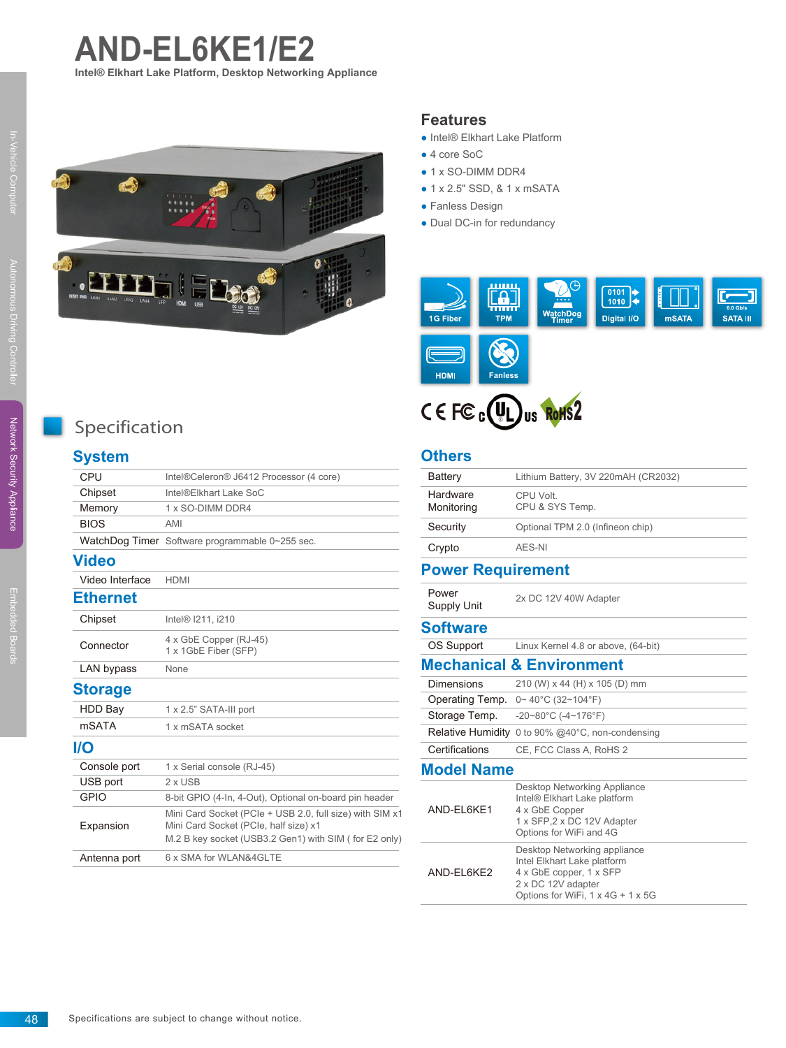# AND-EL6KE1/E2

**Intel® Elkhart Lake Platform, Desktop Networking Appliance**

## Features

- Intel® Elkhart Lake Platform
- 4 core SoC
- 1 x SO-DIMM DDR4
- 1 x 2.5" SSD, & 1 x mSATA
- Fanless Design
- Dual DC-in for redundancy

1G Fiber | TPM | WatchDog Timer | Digital I/O | mSATA | SATA III (6.0 Gb/s) | HDMI | Fanless

CE FC cULus RoHS2

## Specification

### System

| | |
|---|---|
| CPU | Intel®Celeron® J6412 Processor (4 core) |
| Chipset | Intel®Elkhart Lake SoC |
| Memory | 1 x SO-DIMM DDR4 |
| BIOS | AMI |
| WatchDog Timer | Software programmable 0~255 sec. |

### Video

| | |
|---|---|
| Video Interface | HDMI |

### Ethernet

| | |
|---|---|
| Chipset | Intel® I211, i210 |
| Connector | 4 x GbE Copper (RJ-45)<br>1 x 1GbE Fiber (SFP) |
| LAN bypass | None |

### Storage

| | |
|---|---|
| HDD Bay | 1 x 2.5" SATA-III port |
| mSATA | 1 x mSATA socket |

### I/O

| | |
|---|---|
| Console port | 1 x Serial console (RJ-45) |
| USB port | 2 x USB |
| GPIO | 8-bit GPIO (4-In, 4-Out), Optional on-board pin header |
| Expansion | Mini Card Socket (PCIe + USB 2.0, full size) with SIM x1<br>Mini Card Socket (PCIe, half size) x1<br>M.2 B key socket (USB3.2 Gen1) with SIM ( for E2 only) |
| Antenna port | 6 x SMA for WLAN&4GLTE |

### Others

| | |
|---|---|
| Battery | Lithium Battery, 3V 220mAH (CR2032) |
| Hardware Monitoring | CPU Volt.<br>CPU & SYS Temp. |
| Security | Optional TPM 2.0 (Infineon chip) |
| Crypto | AES-NI |

### Power Requirement

| | |
|---|---|
| Power Supply Unit | 2x DC 12V 40W Adapter |

### Software

| | |
|---|---|
| OS Support | Linux Kernel 4.8 or above, (64-bit) |

### Mechanical & Environment

| | |
|---|---|
| Dimensions | 210 (W) x 44 (H) x 105 (D) mm |
| Operating Temp. | 0~ 40°C (32~104°F) |
| Storage Temp. | -20~80°C (-4~176°F) |
| Relative Humidity | 0 to 90% @40°C, non-condensing |
| Certifications | CE, FCC Class A, RoHS 2 |

### Model Name

| | |
|---|---|
| AND-EL6KE1 | Desktop Networking Appliance<br>Intel® Elkhart Lake platform<br>4 x GbE Copper<br>1 x SFP,2 x DC 12V Adapter<br>Options for WiFi and 4G |
| AND-EL6KE2 | Desktop Networking appliance<br>Intel Elkhart Lake platform<br>4 x GbE copper, 1 x SFP<br>2 x DC 12V adapter<br>Options for WiFi, 1 x 4G + 1 x 5G |

Specifications are subject to change without notice.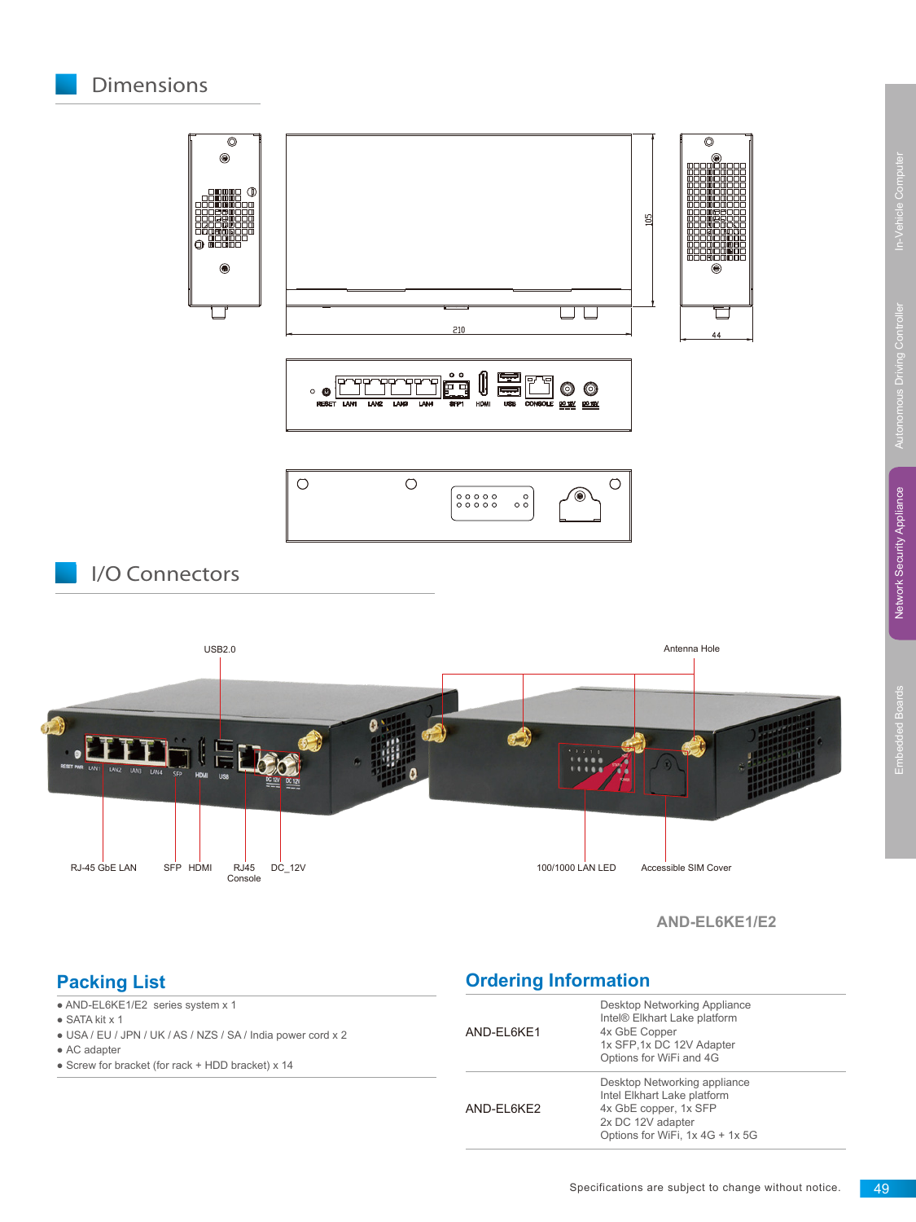## Dimensions

105

210

44

RESET LAN1 LAN2 LAN3 LAN4 SFP1 HDMI USB CONSOLE DC 12V DC 12V

## I/O Connectors

USB2.0

Antenna Hole

RJ-45 GbE LAN

SFP HDMI

RJ45 Console

DC_12V

100/1000 LAN LED

Accessible SIM Cover

AND-EL6KE1/E2

## Packing List

- AND-EL6KE1/E2 series system x 1
- SATA kit x 1
- USA / EU / JPN / UK / AS / NZS / SA / India power cord x 2
- AC adapter
- Screw for bracket (for rack + HDD bracket) x 14

## Ordering Information

| | |
|---|---|
| AND-EL6KE1 | Desktop Networking Appliance<br>Intel® Elkhart Lake platform<br>4x GbE Copper<br>1x SFP,1x DC 12V Adapter<br>Options for WiFi and 4G |
| AND-EL6KE2 | Desktop Networking appliance<br>Intel Elkhart Lake platform<br>4x GbE copper, 1x SFP<br>2x DC 12V adapter<br>Options for WiFi, 1x 4G + 1x 5G |

Specifications are subject to change without notice.